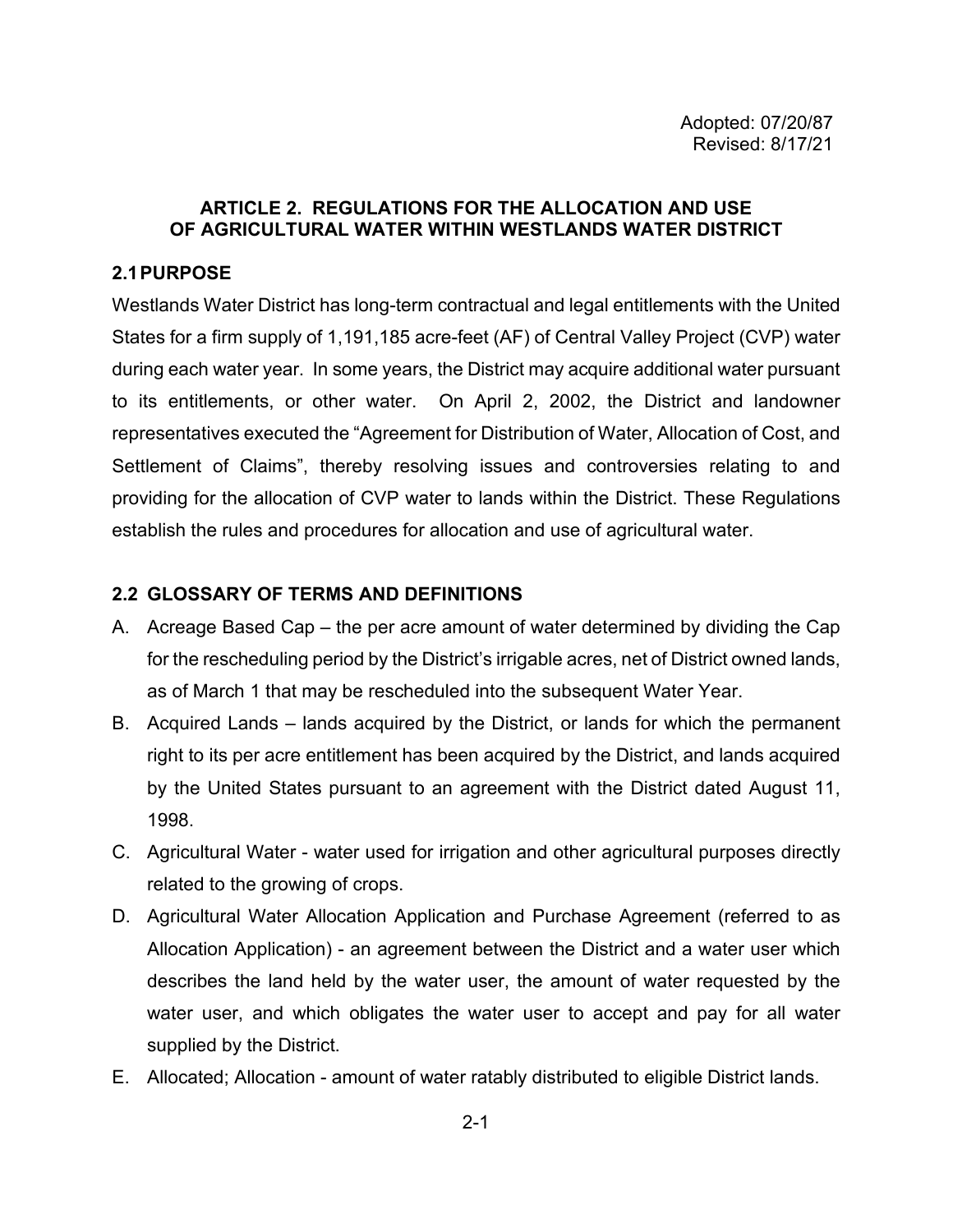Adopted: 07/20/87
Revised: 8/17/21

# ARTICLE 2. REGULATIONS FOR THE ALLOCATION AND USE OF AGRICULTURAL WATER WITHIN WESTLANDS WATER DISTRICT

## 2.1 PURPOSE

Westlands Water District has long-term contractual and legal entitlements with the United States for a firm supply of 1,191,185 acre-feet (AF) of Central Valley Project (CVP) water during each water year. In some years, the District may acquire additional water pursuant to its entitlements, or other water. On April 2, 2002, the District and landowner representatives executed the "Agreement for Distribution of Water, Allocation of Cost, and Settlement of Claims", thereby resolving issues and controversies relating to and providing for the allocation of CVP water to lands within the District. These Regulations establish the rules and procedures for allocation and use of agricultural water.

## 2.2 GLOSSARY OF TERMS AND DEFINITIONS

A. Acreage Based Cap – the per acre amount of water determined by dividing the Cap for the rescheduling period by the District's irrigable acres, net of District owned lands, as of March 1 that may be rescheduled into the subsequent Water Year.

B. Acquired Lands – lands acquired by the District, or lands for which the permanent right to its per acre entitlement has been acquired by the District, and lands acquired by the United States pursuant to an agreement with the District dated August 11, 1998.

C. Agricultural Water - water used for irrigation and other agricultural purposes directly related to the growing of crops.

D. Agricultural Water Allocation Application and Purchase Agreement (referred to as Allocation Application) - an agreement between the District and a water user which describes the land held by the water user, the amount of water requested by the water user, and which obligates the water user to accept and pay for all water supplied by the District.

E. Allocated; Allocation - amount of water ratably distributed to eligible District lands.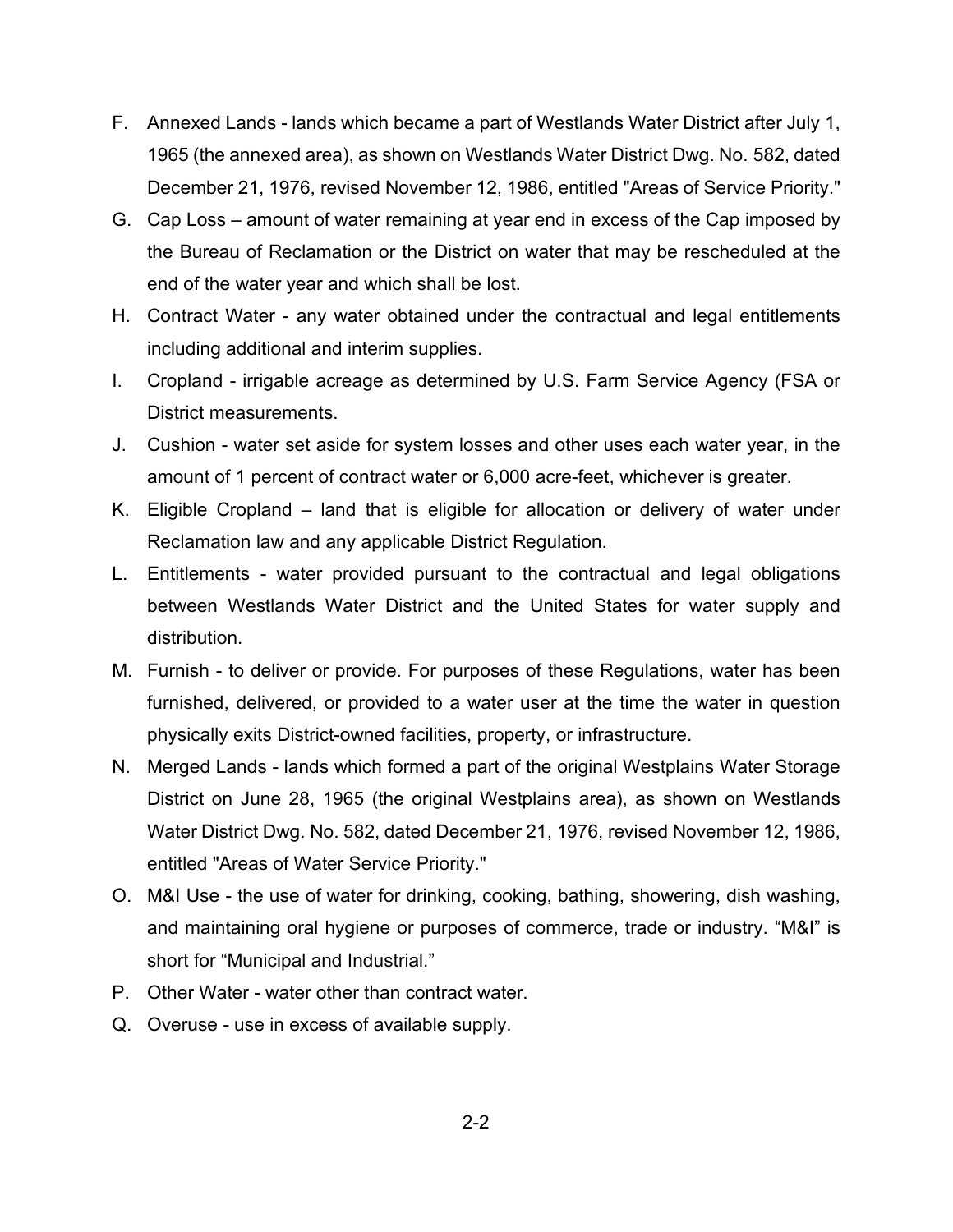F. Annexed Lands - lands which became a part of Westlands Water District after July 1, 1965 (the annexed area), as shown on Westlands Water District Dwg. No. 582, dated December 21, 1976, revised November 12, 1986, entitled "Areas of Service Priority."

G. Cap Loss – amount of water remaining at year end in excess of the Cap imposed by the Bureau of Reclamation or the District on water that may be rescheduled at the end of the water year and which shall be lost.

H. Contract Water - any water obtained under the contractual and legal entitlements including additional and interim supplies.

I. Cropland - irrigable acreage as determined by U.S. Farm Service Agency (FSA or District measurements.

J. Cushion - water set aside for system losses and other uses each water year, in the amount of 1 percent of contract water or 6,000 acre-feet, whichever is greater.

K. Eligible Cropland – land that is eligible for allocation or delivery of water under Reclamation law and any applicable District Regulation.

L. Entitlements - water provided pursuant to the contractual and legal obligations between Westlands Water District and the United States for water supply and distribution.

M. Furnish - to deliver or provide. For purposes of these Regulations, water has been furnished, delivered, or provided to a water user at the time the water in question physically exits District-owned facilities, property, or infrastructure.

N. Merged Lands - lands which formed a part of the original Westplains Water Storage District on June 28, 1965 (the original Westplains area), as shown on Westlands Water District Dwg. No. 582, dated December 21, 1976, revised November 12, 1986, entitled "Areas of Water Service Priority."

O. M&I Use - the use of water for drinking, cooking, bathing, showering, dish washing, and maintaining oral hygiene or purposes of commerce, trade or industry. "M&I" is short for "Municipal and Industrial."

P. Other Water - water other than contract water.

Q. Overuse - use in excess of available supply.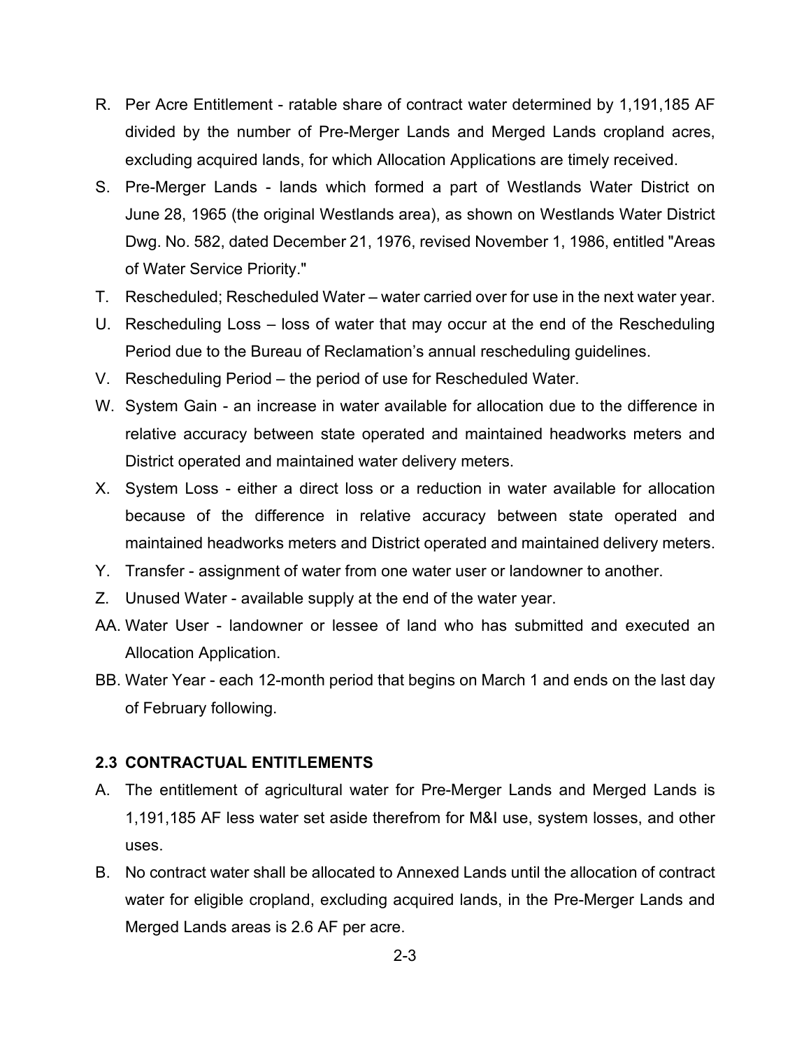R. Per Acre Entitlement - ratable share of contract water determined by 1,191,185 AF divided by the number of Pre-Merger Lands and Merged Lands cropland acres, excluding acquired lands, for which Allocation Applications are timely received.

S. Pre-Merger Lands - lands which formed a part of Westlands Water District on June 28, 1965 (the original Westlands area), as shown on Westlands Water District Dwg. No. 582, dated December 21, 1976, revised November 1, 1986, entitled "Areas of Water Service Priority."

T. Rescheduled; Rescheduled Water – water carried over for use in the next water year.

U. Rescheduling Loss – loss of water that may occur at the end of the Rescheduling Period due to the Bureau of Reclamation's annual rescheduling guidelines.

V. Rescheduling Period – the period of use for Rescheduled Water.

W. System Gain - an increase in water available for allocation due to the difference in relative accuracy between state operated and maintained headworks meters and District operated and maintained water delivery meters.

X. System Loss - either a direct loss or a reduction in water available for allocation because of the difference in relative accuracy between state operated and maintained headworks meters and District operated and maintained delivery meters.

Y. Transfer - assignment of water from one water user or landowner to another.

Z. Unused Water - available supply at the end of the water year.

AA. Water User - landowner or lessee of land who has submitted and executed an Allocation Application.

BB. Water Year - each 12-month period that begins on March 1 and ends on the last day of February following.

### 2.3 CONTRACTUAL ENTITLEMENTS

A. The entitlement of agricultural water for Pre-Merger Lands and Merged Lands is 1,191,185 AF less water set aside therefrom for M&I use, system losses, and other uses.

B. No contract water shall be allocated to Annexed Lands until the allocation of contract water for eligible cropland, excluding acquired lands, in the Pre-Merger Lands and Merged Lands areas is 2.6 AF per acre.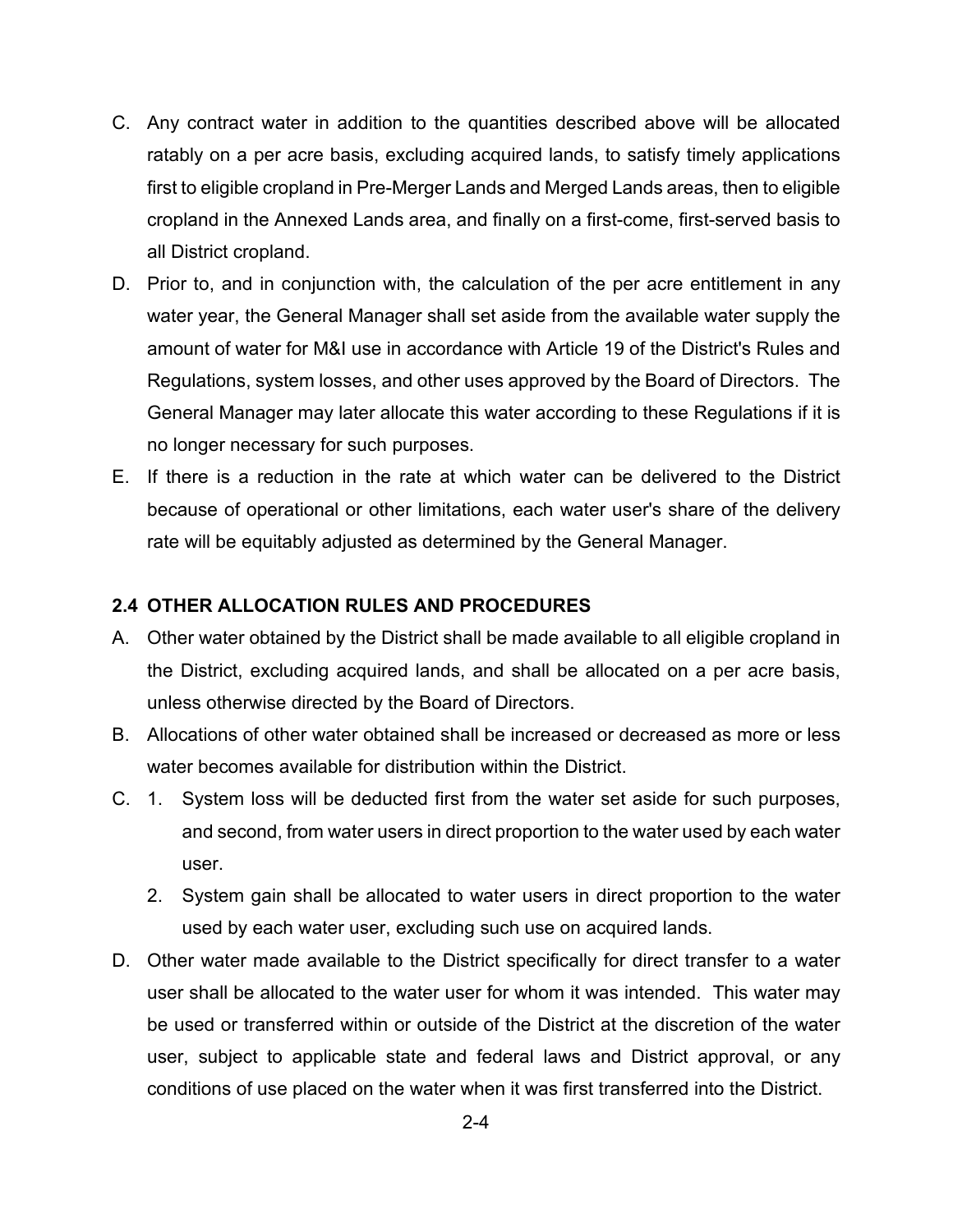C. Any contract water in addition to the quantities described above will be allocated ratably on a per acre basis, excluding acquired lands, to satisfy timely applications first to eligible cropland in Pre-Merger Lands and Merged Lands areas, then to eligible cropland in the Annexed Lands area, and finally on a first-come, first-served basis to all District cropland.

D. Prior to, and in conjunction with, the calculation of the per acre entitlement in any water year, the General Manager shall set aside from the available water supply the amount of water for M&I use in accordance with Article 19 of the District's Rules and Regulations, system losses, and other uses approved by the Board of Directors. The General Manager may later allocate this water according to these Regulations if it is no longer necessary for such purposes.

E. If there is a reduction in the rate at which water can be delivered to the District because of operational or other limitations, each water user's share of the delivery rate will be equitably adjusted as determined by the General Manager.

## 2.4 OTHER ALLOCATION RULES AND PROCEDURES

A. Other water obtained by the District shall be made available to all eligible cropland in the District, excluding acquired lands, and shall be allocated on a per acre basis, unless otherwise directed by the Board of Directors.

B. Allocations of other water obtained shall be increased or decreased as more or less water becomes available for distribution within the District.

C. 1. System loss will be deducted first from the water set aside for such purposes, and second, from water users in direct proportion to the water used by each water user.

   2. System gain shall be allocated to water users in direct proportion to the water used by each water user, excluding such use on acquired lands.

D. Other water made available to the District specifically for direct transfer to a water user shall be allocated to the water user for whom it was intended. This water may be used or transferred within or outside of the District at the discretion of the water user, subject to applicable state and federal laws and District approval, or any conditions of use placed on the water when it was first transferred into the District.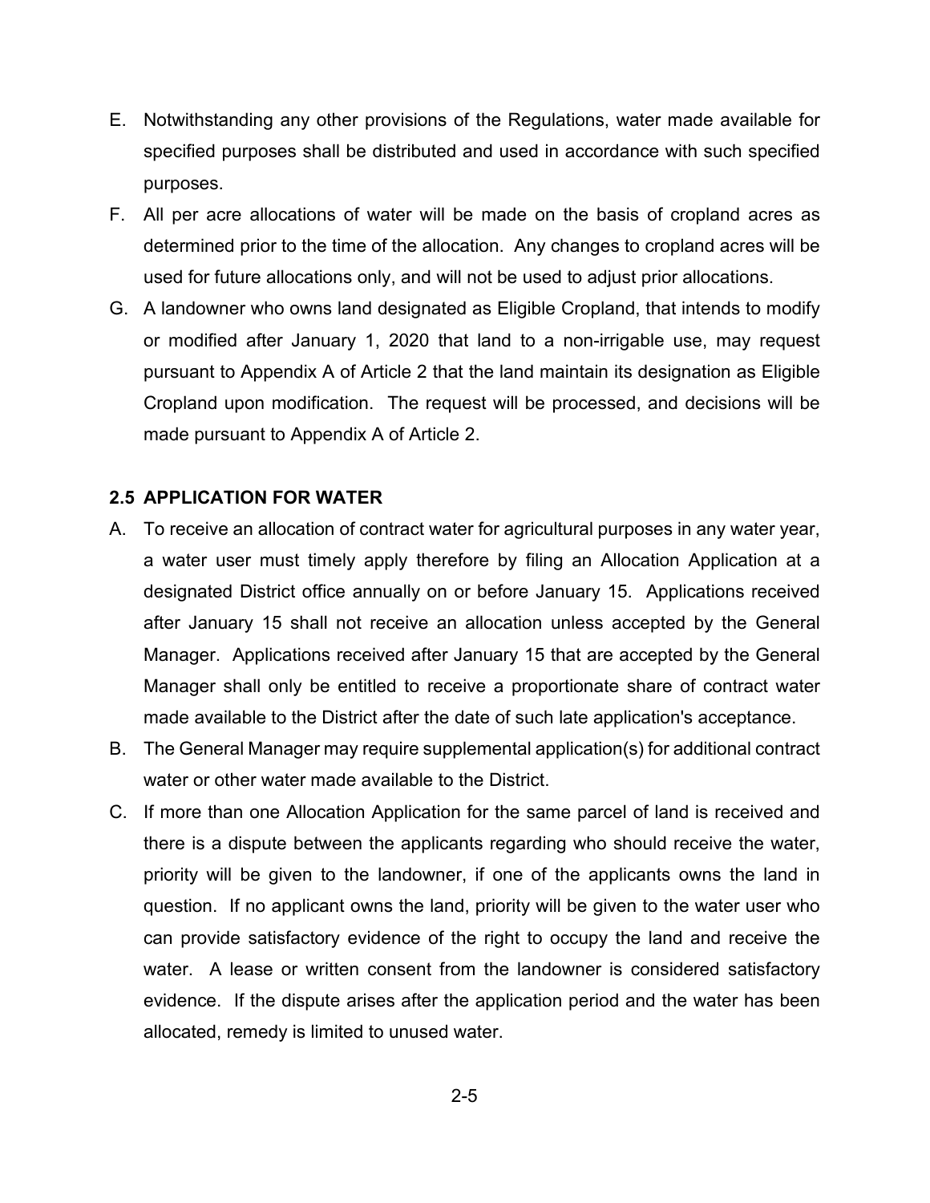E. Notwithstanding any other provisions of the Regulations, water made available for specified purposes shall be distributed and used in accordance with such specified purposes.
F. All per acre allocations of water will be made on the basis of cropland acres as determined prior to the time of the allocation. Any changes to cropland acres will be used for future allocations only, and will not be used to adjust prior allocations.
G. A landowner who owns land designated as Eligible Cropland, that intends to modify or modified after January 1, 2020 that land to a non-irrigable use, may request pursuant to Appendix A of Article 2 that the land maintain its designation as Eligible Cropland upon modification. The request will be processed, and decisions will be made pursuant to Appendix A of Article 2.

## 2.5 APPLICATION FOR WATER

A. To receive an allocation of contract water for agricultural purposes in any water year, a water user must timely apply therefore by filing an Allocation Application at a designated District office annually on or before January 15. Applications received after January 15 shall not receive an allocation unless accepted by the General Manager. Applications received after January 15 that are accepted by the General Manager shall only be entitled to receive a proportionate share of contract water made available to the District after the date of such late application's acceptance.
B. The General Manager may require supplemental application(s) for additional contract water or other water made available to the District.
C. If more than one Allocation Application for the same parcel of land is received and there is a dispute between the applicants regarding who should receive the water, priority will be given to the landowner, if one of the applicants owns the land in question. If no applicant owns the land, priority will be given to the water user who can provide satisfactory evidence of the right to occupy the land and receive the water. A lease or written consent from the landowner is considered satisfactory evidence. If the dispute arises after the application period and the water has been allocated, remedy is limited to unused water.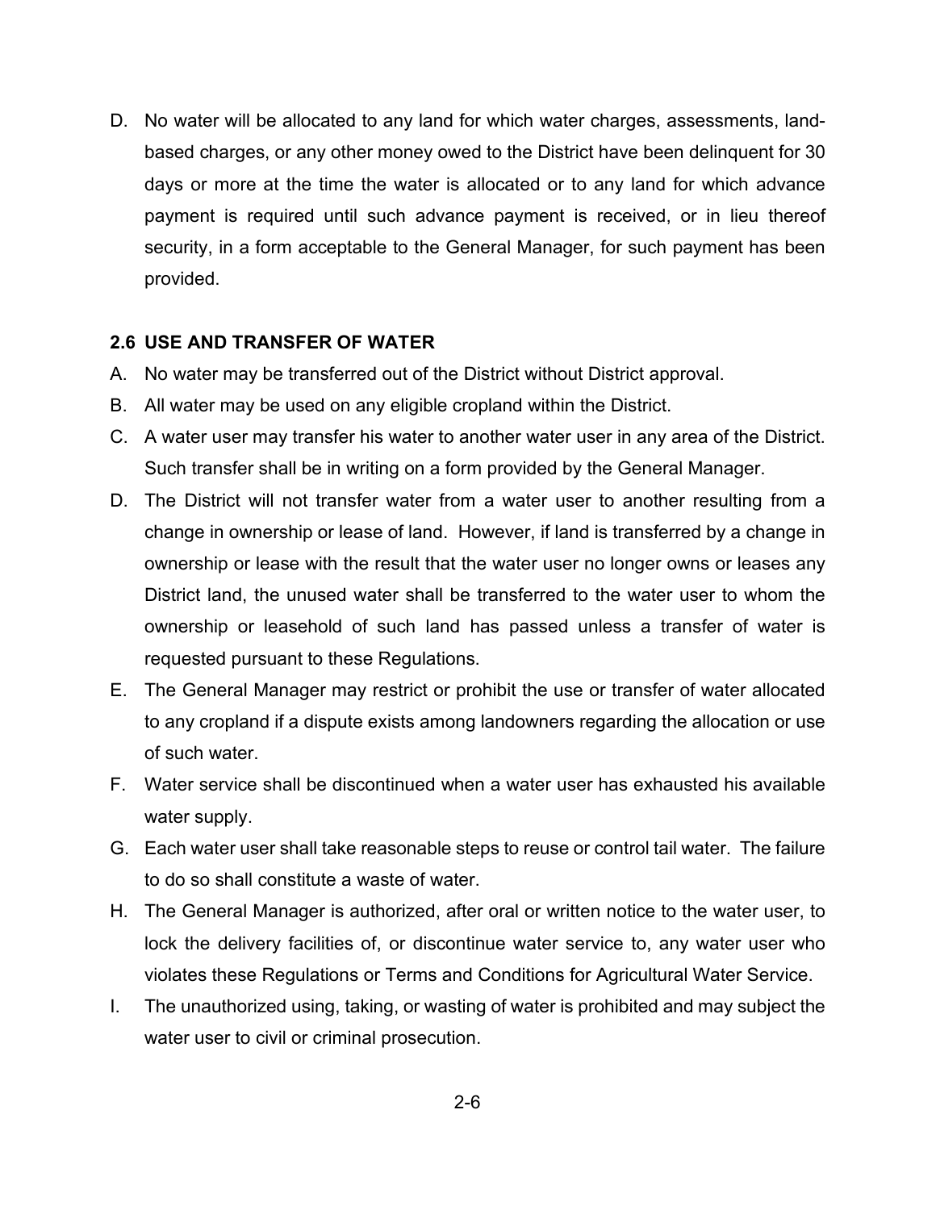D. No water will be allocated to any land for which water charges, assessments, land-based charges, or any other money owed to the District have been delinquent for 30 days or more at the time the water is allocated or to any land for which advance payment is required until such advance payment is received, or in lieu thereof security, in a form acceptable to the General Manager, for such payment has been provided.

### 2.6 USE AND TRANSFER OF WATER

A. No water may be transferred out of the District without District approval.

B. All water may be used on any eligible cropland within the District.

C. A water user may transfer his water to another water user in any area of the District. Such transfer shall be in writing on a form provided by the General Manager.

D. The District will not transfer water from a water user to another resulting from a change in ownership or lease of land. However, if land is transferred by a change in ownership or lease with the result that the water user no longer owns or leases any District land, the unused water shall be transferred to the water user to whom the ownership or leasehold of such land has passed unless a transfer of water is requested pursuant to these Regulations.

E. The General Manager may restrict or prohibit the use or transfer of water allocated to any cropland if a dispute exists among landowners regarding the allocation or use of such water.

F. Water service shall be discontinued when a water user has exhausted his available water supply.

G. Each water user shall take reasonable steps to reuse or control tail water. The failure to do so shall constitute a waste of water.

H. The General Manager is authorized, after oral or written notice to the water user, to lock the delivery facilities of, or discontinue water service to, any water user who violates these Regulations or Terms and Conditions for Agricultural Water Service.

I. The unauthorized using, taking, or wasting of water is prohibited and may subject the water user to civil or criminal prosecution.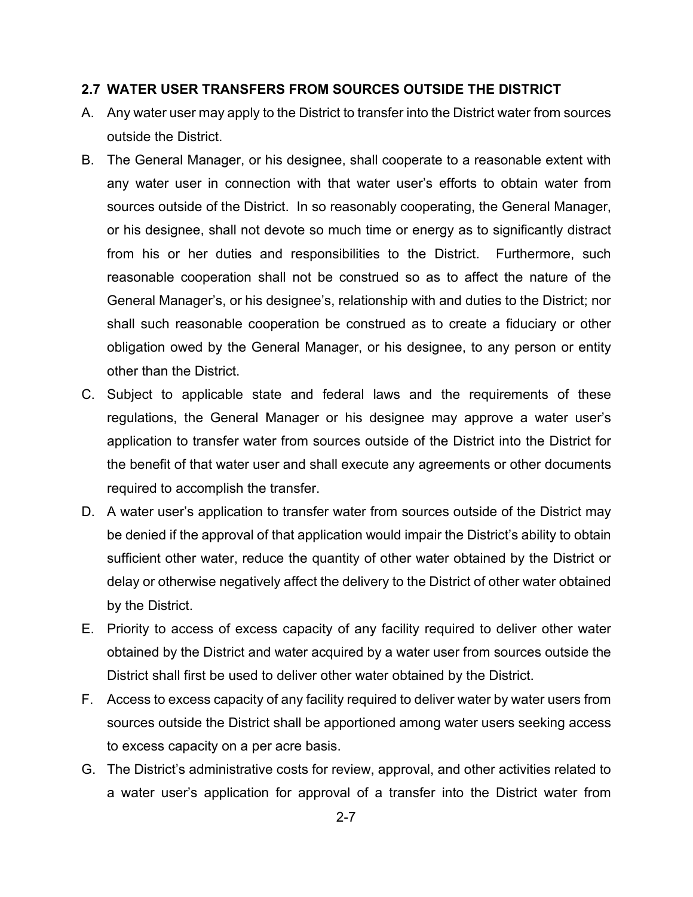### 2.7 WATER USER TRANSFERS FROM SOURCES OUTSIDE THE DISTRICT

A. Any water user may apply to the District to transfer into the District water from sources outside the District.

B. The General Manager, or his designee, shall cooperate to a reasonable extent with any water user in connection with that water user's efforts to obtain water from sources outside of the District. In so reasonably cooperating, the General Manager, or his designee, shall not devote so much time or energy as to significantly distract from his or her duties and responsibilities to the District. Furthermore, such reasonable cooperation shall not be construed so as to affect the nature of the General Manager's, or his designee's, relationship with and duties to the District; nor shall such reasonable cooperation be construed as to create a fiduciary or other obligation owed by the General Manager, or his designee, to any person or entity other than the District.

C. Subject to applicable state and federal laws and the requirements of these regulations, the General Manager or his designee may approve a water user's application to transfer water from sources outside of the District into the District for the benefit of that water user and shall execute any agreements or other documents required to accomplish the transfer.

D. A water user's application to transfer water from sources outside of the District may be denied if the approval of that application would impair the District's ability to obtain sufficient other water, reduce the quantity of other water obtained by the District or delay or otherwise negatively affect the delivery to the District of other water obtained by the District.

E. Priority to access of excess capacity of any facility required to deliver other water obtained by the District and water acquired by a water user from sources outside the District shall first be used to deliver other water obtained by the District.

F. Access to excess capacity of any facility required to deliver water by water users from sources outside the District shall be apportioned among water users seeking access to excess capacity on a per acre basis.

G. The District's administrative costs for review, approval, and other activities related to a water user's application for approval of a transfer into the District water from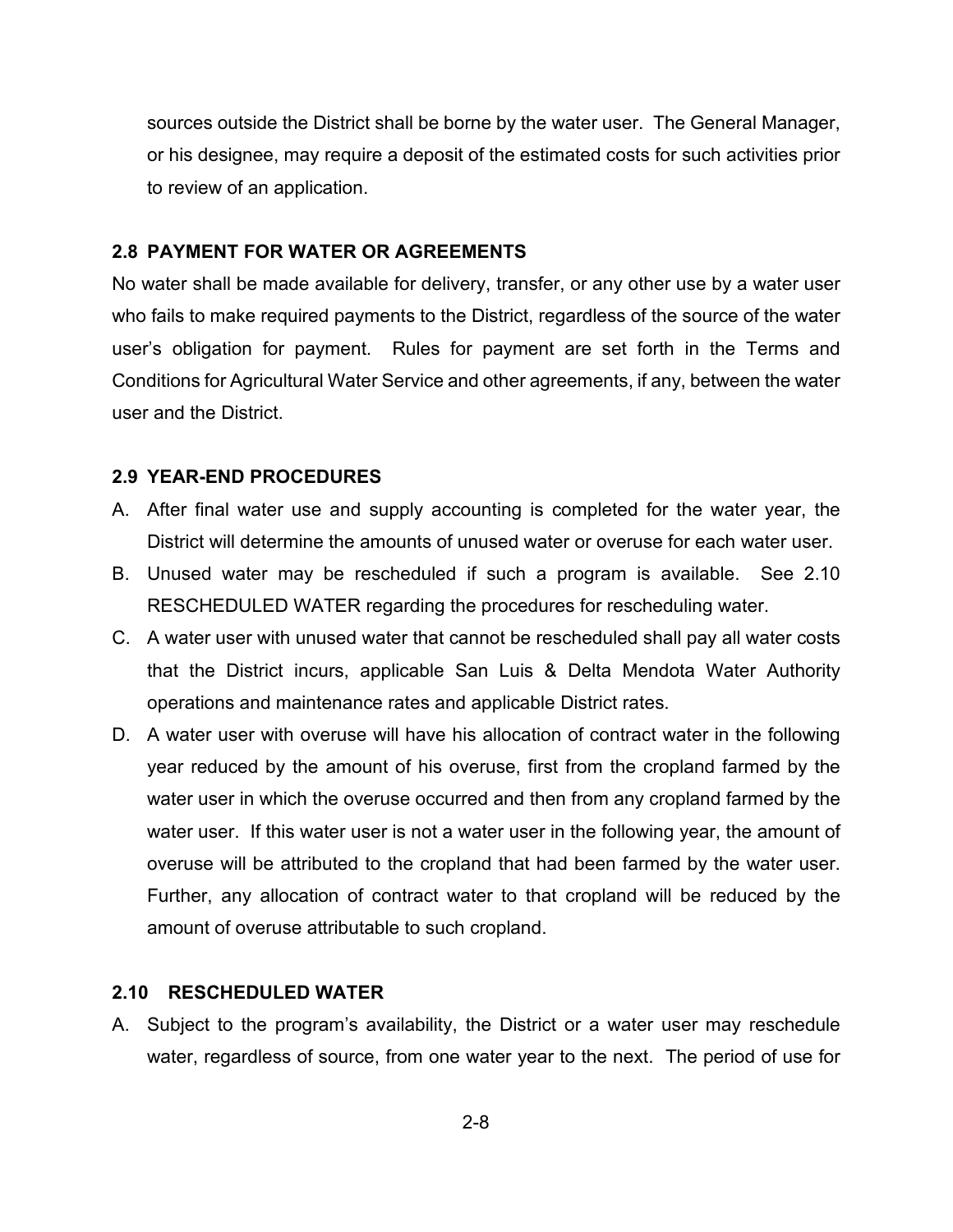sources outside the District shall be borne by the water user. The General Manager, or his designee, may require a deposit of the estimated costs for such activities prior to review of an application.

### 2.8 PAYMENT FOR WATER OR AGREEMENTS

No water shall be made available for delivery, transfer, or any other use by a water user who fails to make required payments to the District, regardless of the source of the water user's obligation for payment. Rules for payment are set forth in the Terms and Conditions for Agricultural Water Service and other agreements, if any, between the water user and the District.

### 2.9 YEAR-END PROCEDURES

A. After final water use and supply accounting is completed for the water year, the District will determine the amounts of unused water or overuse for each water user.

B. Unused water may be rescheduled if such a program is available. See 2.10 RESCHEDULED WATER regarding the procedures for rescheduling water.

C. A water user with unused water that cannot be rescheduled shall pay all water costs that the District incurs, applicable San Luis & Delta Mendota Water Authority operations and maintenance rates and applicable District rates.

D. A water user with overuse will have his allocation of contract water in the following year reduced by the amount of his overuse, first from the cropland farmed by the water user in which the overuse occurred and then from any cropland farmed by the water user. If this water user is not a water user in the following year, the amount of overuse will be attributed to the cropland that had been farmed by the water user. Further, any allocation of contract water to that cropland will be reduced by the amount of overuse attributable to such cropland.

### 2.10 RESCHEDULED WATER

A. Subject to the program's availability, the District or a water user may reschedule water, regardless of source, from one water year to the next. The period of use for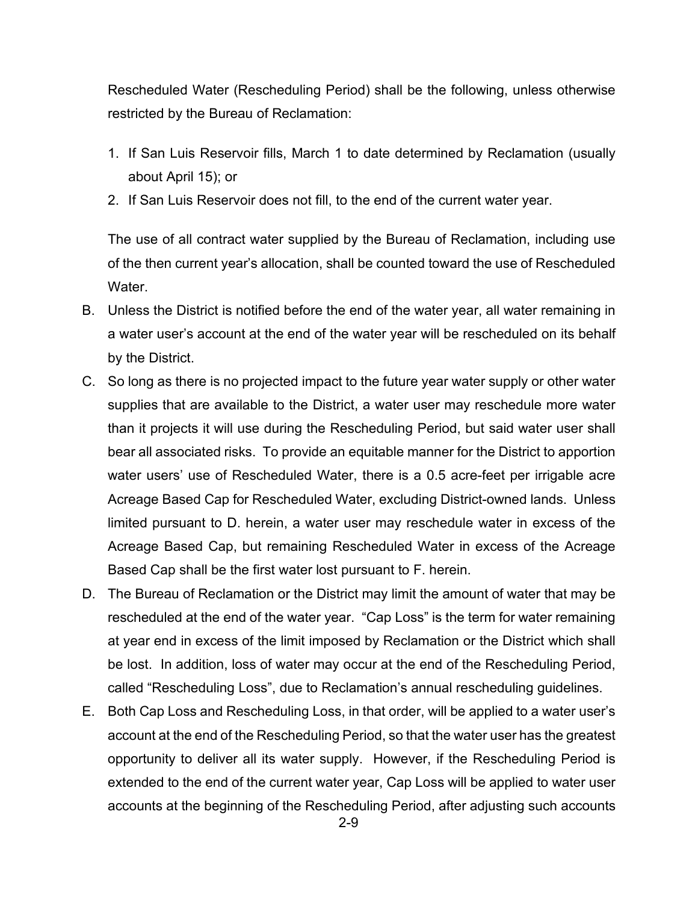Rescheduled Water (Rescheduling Period) shall be the following, unless otherwise restricted by the Bureau of Reclamation:

1. If San Luis Reservoir fills, March 1 to date determined by Reclamation (usually about April 15); or
2. If San Luis Reservoir does not fill, to the end of the current water year.

The use of all contract water supplied by the Bureau of Reclamation, including use of the then current year's allocation, shall be counted toward the use of Rescheduled Water.

B. Unless the District is notified before the end of the water year, all water remaining in a water user's account at the end of the water year will be rescheduled on its behalf by the District.

C. So long as there is no projected impact to the future year water supply or other water supplies that are available to the District, a water user may reschedule more water than it projects it will use during the Rescheduling Period, but said water user shall bear all associated risks. To provide an equitable manner for the District to apportion water users' use of Rescheduled Water, there is a 0.5 acre-feet per irrigable acre Acreage Based Cap for Rescheduled Water, excluding District-owned lands. Unless limited pursuant to D. herein, a water user may reschedule water in excess of the Acreage Based Cap, but remaining Rescheduled Water in excess of the Acreage Based Cap shall be the first water lost pursuant to F. herein.

D. The Bureau of Reclamation or the District may limit the amount of water that may be rescheduled at the end of the water year. "Cap Loss" is the term for water remaining at year end in excess of the limit imposed by Reclamation or the District which shall be lost. In addition, loss of water may occur at the end of the Rescheduling Period, called "Rescheduling Loss", due to Reclamation's annual rescheduling guidelines.

E. Both Cap Loss and Rescheduling Loss, in that order, will be applied to a water user's account at the end of the Rescheduling Period, so that the water user has the greatest opportunity to deliver all its water supply. However, if the Rescheduling Period is extended to the end of the current water year, Cap Loss will be applied to water user accounts at the beginning of the Rescheduling Period, after adjusting such accounts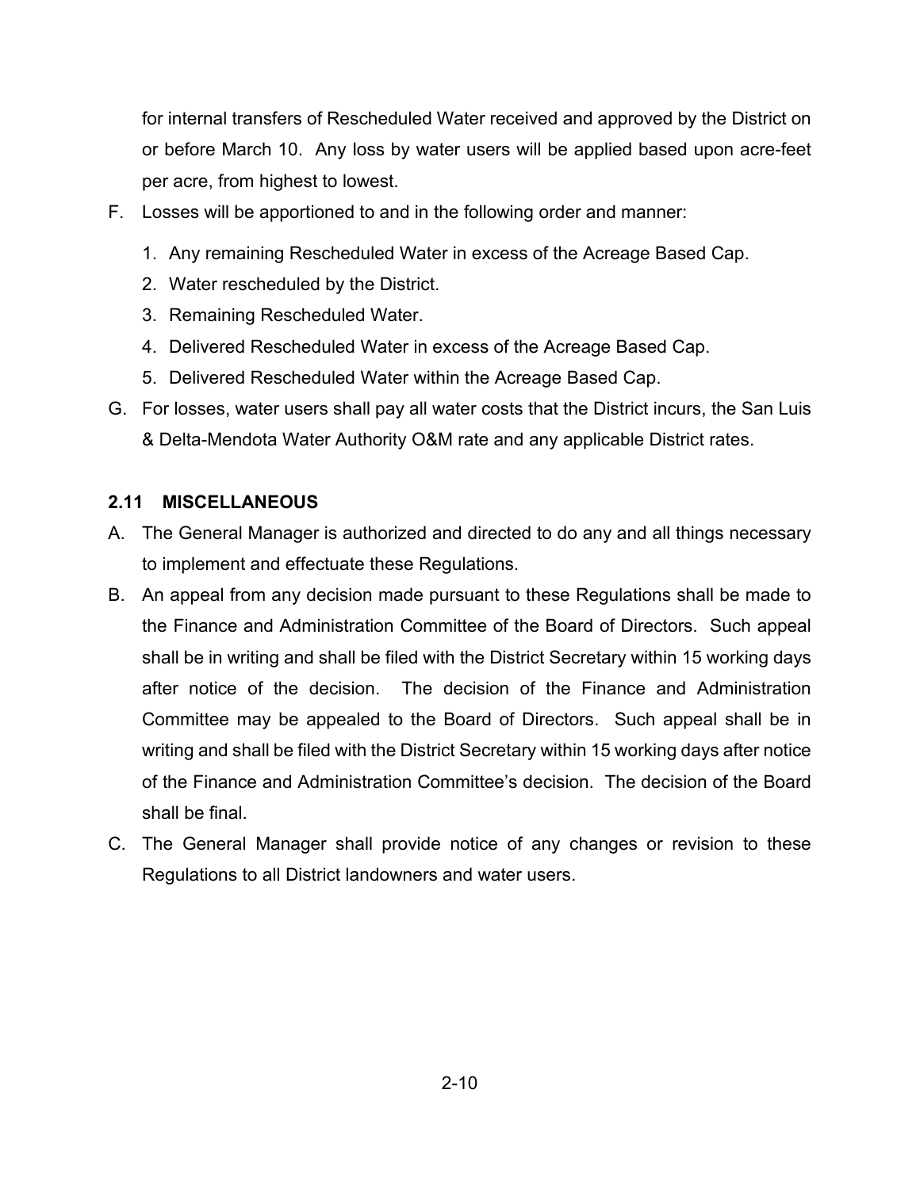for internal transfers of Rescheduled Water received and approved by the District on or before March 10. Any loss by water users will be applied based upon acre-feet per acre, from highest to lowest.

F. Losses will be apportioned to and in the following order and manner:

   1. Any remaining Rescheduled Water in excess of the Acreage Based Cap.
   2. Water rescheduled by the District.
   3. Remaining Rescheduled Water.
   4. Delivered Rescheduled Water in excess of the Acreage Based Cap.
   5. Delivered Rescheduled Water within the Acreage Based Cap.

G. For losses, water users shall pay all water costs that the District incurs, the San Luis & Delta-Mendota Water Authority O&M rate and any applicable District rates.

### 2.11 MISCELLANEOUS

A. The General Manager is authorized and directed to do any and all things necessary to implement and effectuate these Regulations.

B. An appeal from any decision made pursuant to these Regulations shall be made to the Finance and Administration Committee of the Board of Directors. Such appeal shall be in writing and shall be filed with the District Secretary within 15 working days after notice of the decision. The decision of the Finance and Administration Committee may be appealed to the Board of Directors. Such appeal shall be in writing and shall be filed with the District Secretary within 15 working days after notice of the Finance and Administration Committee's decision. The decision of the Board shall be final.

C. The General Manager shall provide notice of any changes or revision to these Regulations to all District landowners and water users.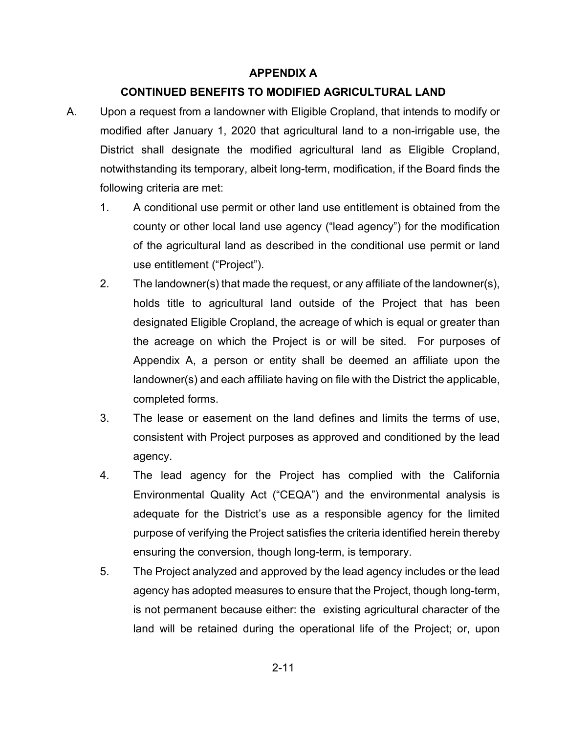## APPENDIX A

## CONTINUED BENEFITS TO MODIFIED AGRICULTURAL LAND

A. Upon a request from a landowner with Eligible Cropland, that intends to modify or modified after January 1, 2020 that agricultural land to a non-irrigable use, the District shall designate the modified agricultural land as Eligible Cropland, notwithstanding its temporary, albeit long-term, modification, if the Board finds the following criteria are met:

1. A conditional use permit or other land use entitlement is obtained from the county or other local land use agency ("lead agency") for the modification of the agricultural land as described in the conditional use permit or land use entitlement ("Project").

2. The landowner(s) that made the request, or any affiliate of the landowner(s), holds title to agricultural land outside of the Project that has been designated Eligible Cropland, the acreage of which is equal or greater than the acreage on which the Project is or will be sited. For purposes of Appendix A, a person or entity shall be deemed an affiliate upon the landowner(s) and each affiliate having on file with the District the applicable, completed forms.

3. The lease or easement on the land defines and limits the terms of use, consistent with Project purposes as approved and conditioned by the lead agency.

4. The lead agency for the Project has complied with the California Environmental Quality Act ("CEQA") and the environmental analysis is adequate for the District's use as a responsible agency for the limited purpose of verifying the Project satisfies the criteria identified herein thereby ensuring the conversion, though long-term, is temporary.

5. The Project analyzed and approved by the lead agency includes or the lead agency has adopted measures to ensure that the Project, though long-term, is not permanent because either: the existing agricultural character of the land will be retained during the operational life of the Project; or, upon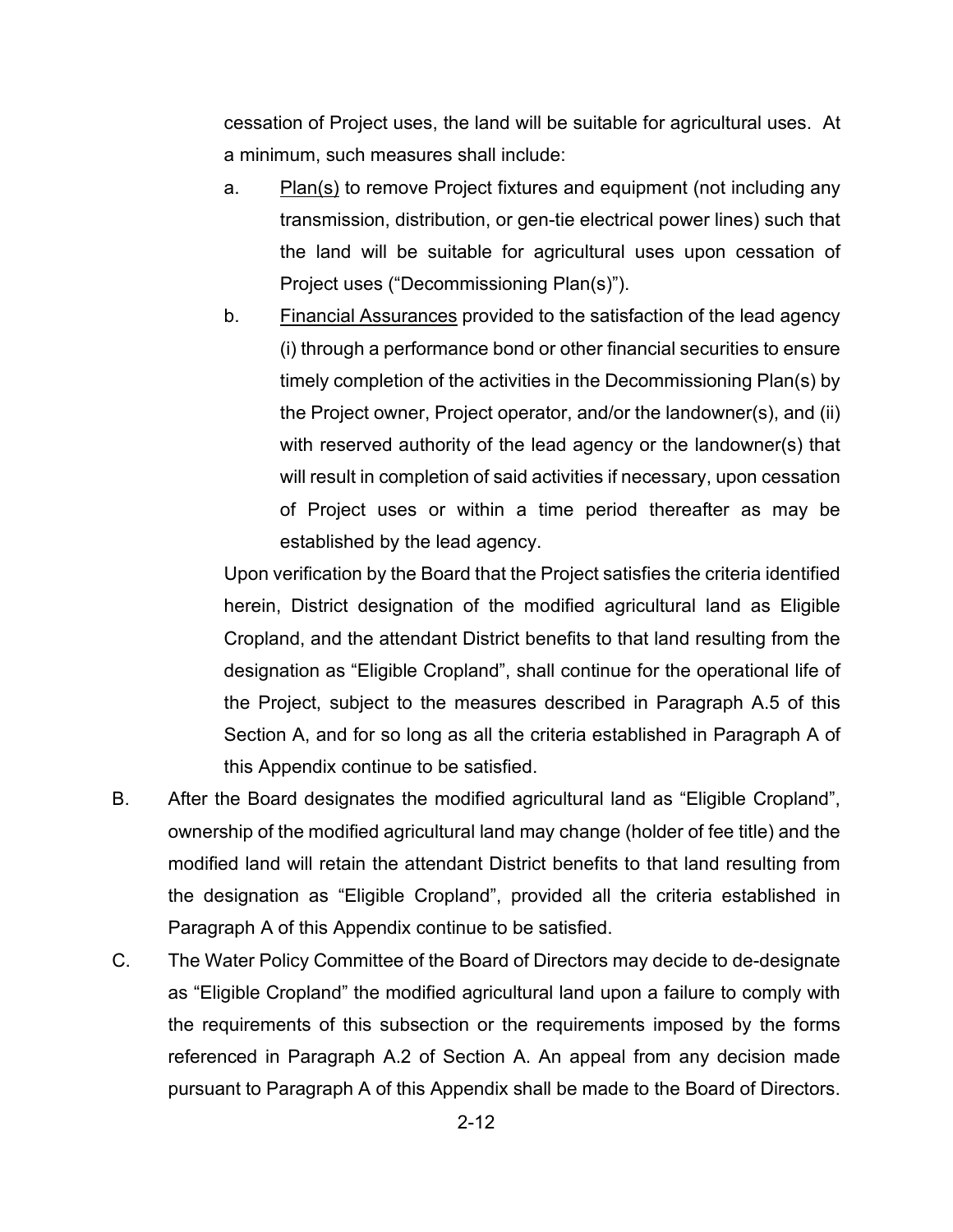cessation of Project uses, the land will be suitable for agricultural uses. At a minimum, such measures shall include:

a. Plan(s) to remove Project fixtures and equipment (not including any transmission, distribution, or gen-tie electrical power lines) such that the land will be suitable for agricultural uses upon cessation of Project uses ("Decommissioning Plan(s)").

b. Financial Assurances provided to the satisfaction of the lead agency (i) through a performance bond or other financial securities to ensure timely completion of the activities in the Decommissioning Plan(s) by the Project owner, Project operator, and/or the landowner(s), and (ii) with reserved authority of the lead agency or the landowner(s) that will result in completion of said activities if necessary, upon cessation of Project uses or within a time period thereafter as may be established by the lead agency.

Upon verification by the Board that the Project satisfies the criteria identified herein, District designation of the modified agricultural land as Eligible Cropland, and the attendant District benefits to that land resulting from the designation as "Eligible Cropland", shall continue for the operational life of the Project, subject to the measures described in Paragraph A.5 of this Section A, and for so long as all the criteria established in Paragraph A of this Appendix continue to be satisfied.

B. After the Board designates the modified agricultural land as "Eligible Cropland", ownership of the modified agricultural land may change (holder of fee title) and the modified land will retain the attendant District benefits to that land resulting from the designation as "Eligible Cropland", provided all the criteria established in Paragraph A of this Appendix continue to be satisfied.

C. The Water Policy Committee of the Board of Directors may decide to de-designate as "Eligible Cropland" the modified agricultural land upon a failure to comply with the requirements of this subsection or the requirements imposed by the forms referenced in Paragraph A.2 of Section A. An appeal from any decision made pursuant to Paragraph A of this Appendix shall be made to the Board of Directors.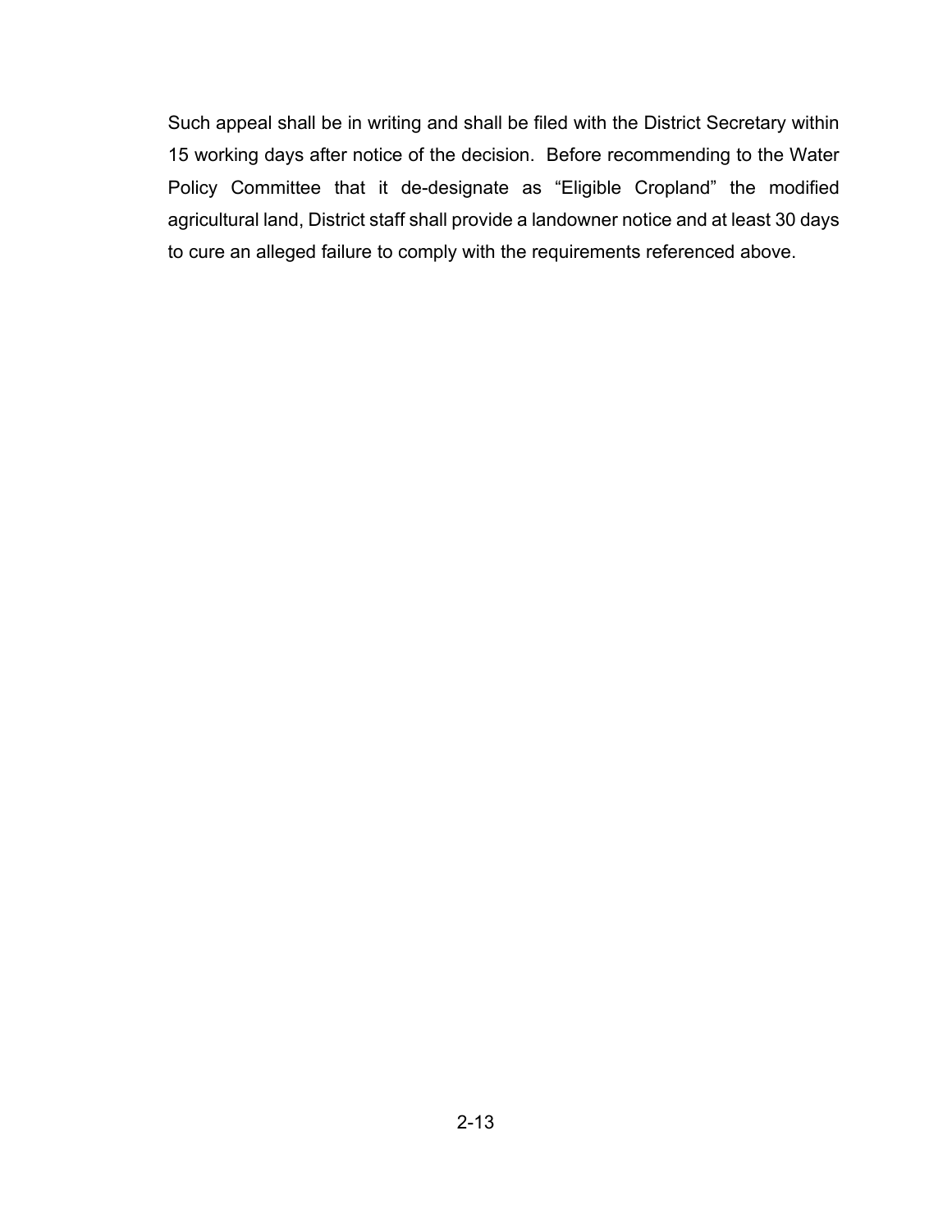Such appeal shall be in writing and shall be filed with the District Secretary within 15 working days after notice of the decision. Before recommending to the Water Policy Committee that it de-designate as “Eligible Cropland” the modified agricultural land, District staff shall provide a landowner notice and at least 30 days to cure an alleged failure to comply with the requirements referenced above.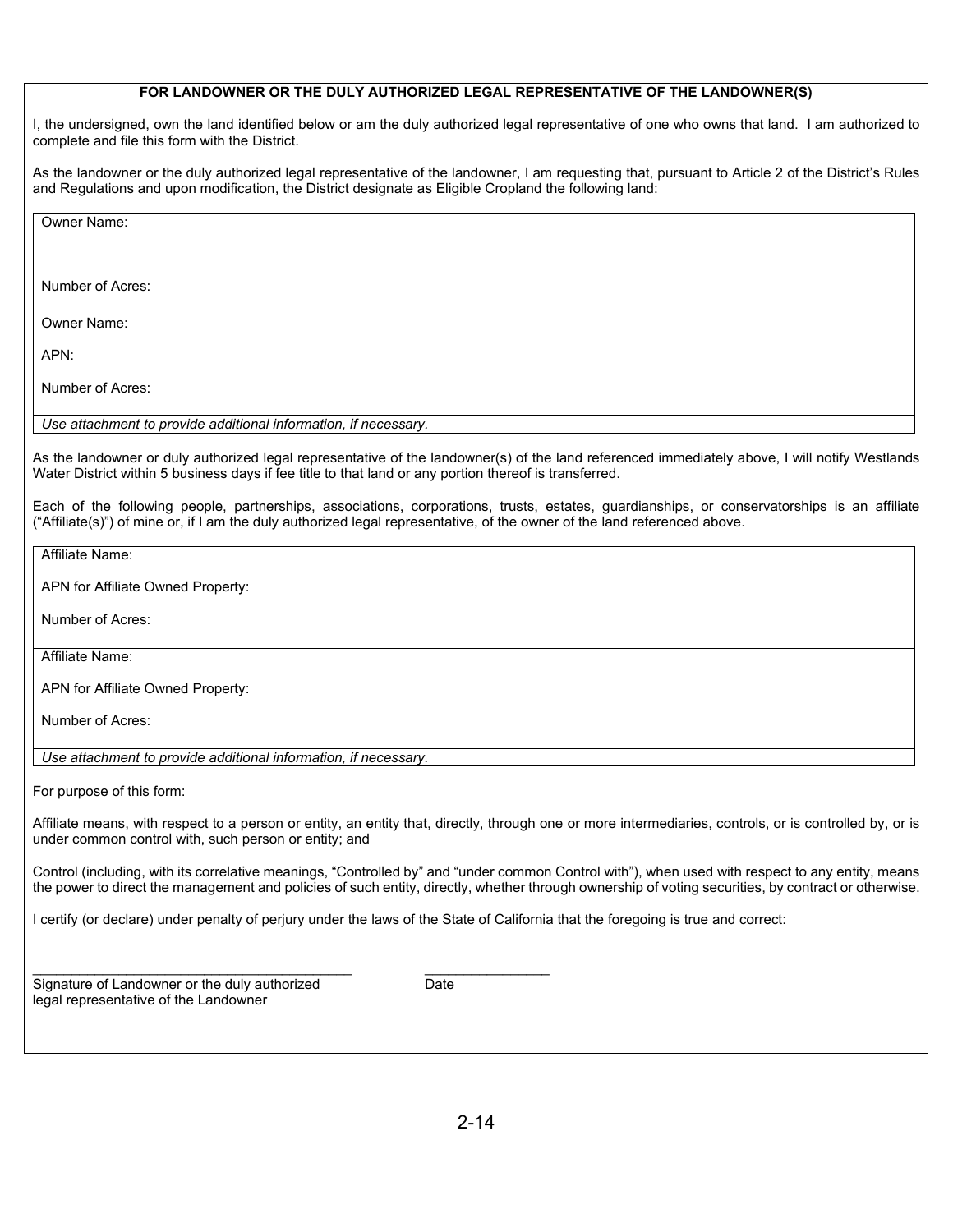**FOR LANDOWNER OR THE DULY AUTHORIZED LEGAL REPRESENTATIVE OF THE LANDOWNER(S)**

I, the undersigned, own the land identified below or am the duly authorized legal representative of one who owns that land. I am authorized to complete and file this form with the District.

As the landowner or the duly authorized legal representative of the landowner, I am requesting that, pursuant to Article 2 of the District's Rules and Regulations and upon modification, the District designate as Eligible Cropland the following land:

Owner Name:

Number of Acres:

---

Owner Name:

APN:

Number of Acres:

*Use attachment to provide additional information, if necessary.*

As the landowner or duly authorized legal representative of the landowner(s) of the land referenced immediately above, I will notify Westlands Water District within 5 business days if fee title to that land or any portion thereof is transferred.

Each of the following people, partnerships, associations, corporations, trusts, estates, guardianships, or conservatorships is an affiliate ("Affiliate(s)") of mine or, if I am the duly authorized legal representative, of the owner of the land referenced above.

Affiliate Name:

APN for Affiliate Owned Property:

Number of Acres:

---

Affiliate Name:

APN for Affiliate Owned Property:

Number of Acres:

*Use attachment to provide additional information, if necessary.*

For purpose of this form:

Affiliate means, with respect to a person or entity, an entity that, directly, through one or more intermediaries, controls, or is controlled by, or is under common control with, such person or entity; and

Control (including, with its correlative meanings, "Controlled by" and "under common Control with"), when used with respect to any entity, means the power to direct the management and policies of such entity, directly, whether through ownership of voting securities, by contract or otherwise.

I certify (or declare) under penalty of perjury under the laws of the State of California that the foregoing is true and correct:

\_\_\_\_\_\_\_\_\_\_\_\_\_\_\_\_\_\_\_\_\_\_\_\_\_\_\_\_\_\_\_\_\_\_\_\_\_\_\_\_ \_\_\_\_\_\_\_\_\_\_\_\_\_\_\_\_

Signature of Landowner or the duly authorized legal representative of the Landowner — Date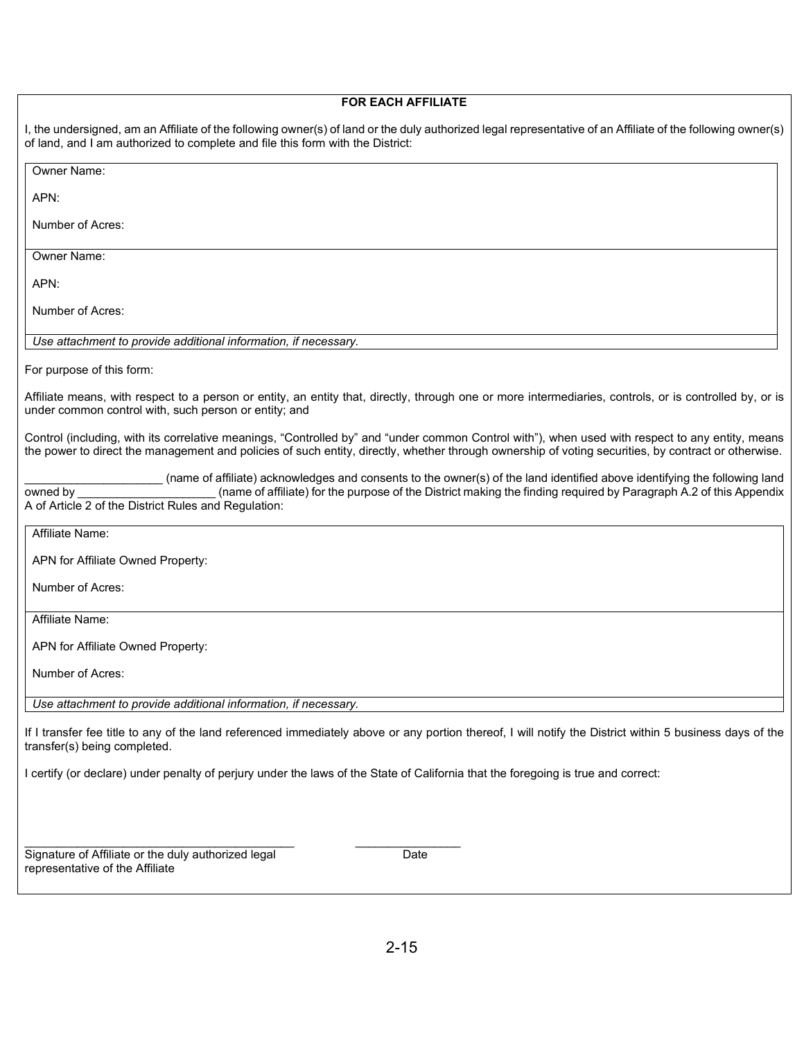**FOR EACH AFFILIATE**

I, the undersigned, am an Affiliate of the following owner(s) of land or the duly authorized legal representative of an Affiliate of the following owner(s) of land, and I am authorized to complete and file this form with the District:

| |
|---|
| Owner Name:<br><br>APN:<br><br>Number of Acres: |
| Owner Name:<br><br>APN:<br><br>Number of Acres: |
| *Use attachment to provide additional information, if necessary.* |

For purpose of this form:

Affiliate means, with respect to a person or entity, an entity that, directly, through one or more intermediaries, controls, or is controlled by, or is under common control with, such person or entity; and

Control (including, with its correlative meanings, "Controlled by" and "under common Control with"), when used with respect to any entity, means the power to direct the management and policies of such entity, directly, whether through ownership of voting securities, by contract or otherwise.

_____________________ (name of affiliate) acknowledges and consents to the owner(s) of the land identified above identifying the following land owned by _____________________ (name of affiliate) for the purpose of the District making the finding required by Paragraph A.2 of this Appendix A of Article 2 of the District Rules and Regulation:

| |
|---|
| Affiliate Name:<br><br>APN for Affiliate Owned Property:<br><br>Number of Acres: |
| Affiliate Name:<br><br>APN for Affiliate Owned Property:<br><br>Number of Acres: |
| *Use attachment to provide additional information, if necessary.* |

If I transfer fee title to any of the land referenced immediately above or any portion thereof, I will notify the District within 5 business days of the transfer(s) being completed.

I certify (or declare) under penalty of perjury under the laws of the State of California that the foregoing is true and correct:

_________________________________________ &nbsp;&nbsp;&nbsp;&nbsp; ________________
Signature of Affiliate or the duly authorized legal representative of the Affiliate &nbsp;&nbsp;&nbsp;&nbsp; Date